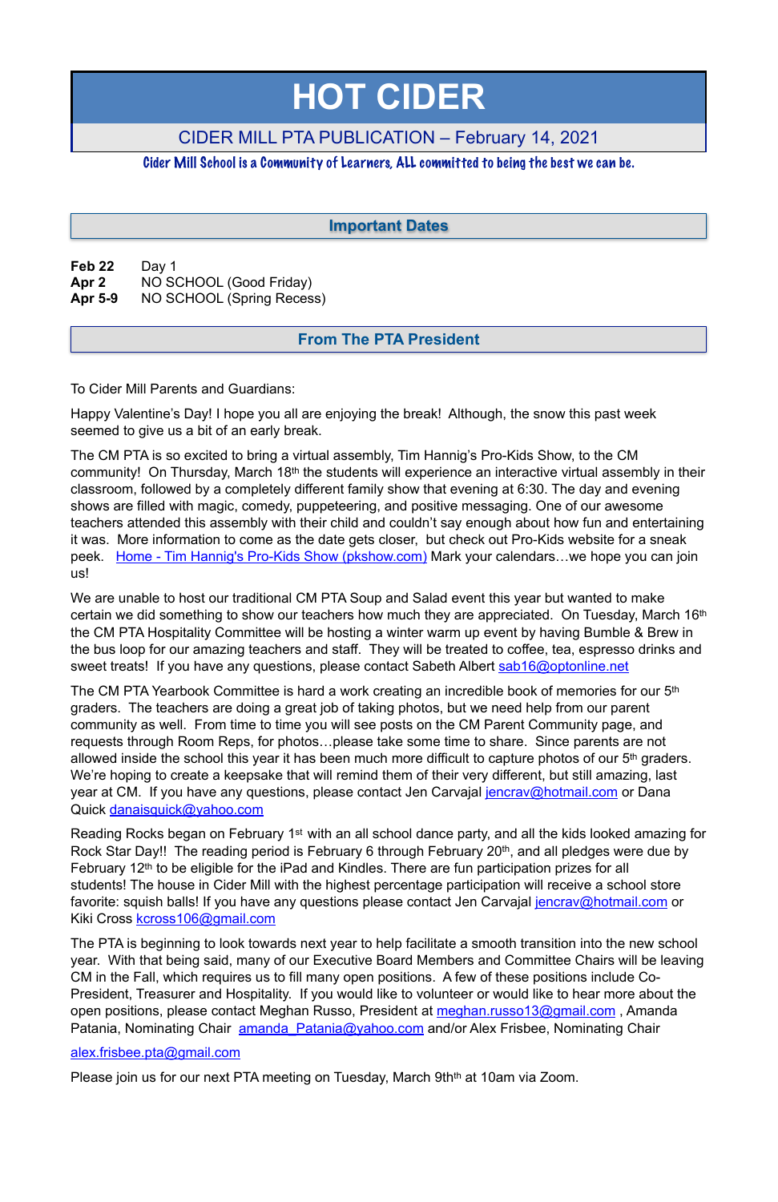# HOT CIDER

## CIDER MILL PTA PUBLICATION – February 14, 2021

*Cider Mill School is a Community of Learners, ALL committed to being the best we can be.*

## Important Dates

**Feb 22** Day 1
**Apr 2** NO SCHOOL (Good Friday)
**Apr 5-9** NO SCHOOL (Spring Recess)

## From The PTA President

To Cider Mill Parents and Guardians:

Happy Valentine's Day! I hope you all are enjoying the break! Although, the snow this past week seemed to give us a bit of an early break.

The CM PTA is so excited to bring a virtual assembly, Tim Hannig's Pro-Kids Show, to the CM community! On Thursday, March 18th the students will experience an interactive virtual assembly in their classroom, followed by a completely different family show that evening at 6:30. The day and evening shows are filled with magic, comedy, puppeteering, and positive messaging. One of our awesome teachers attended this assembly with their child and couldn't say enough about how fun and entertaining it was. More information to come as the date gets closer, but check out Pro-Kids website for a sneak peek. Home - Tim Hannig's Pro-Kids Show (pkshow.com) Mark your calendars…we hope you can join us!

We are unable to host our traditional CM PTA Soup and Salad event this year but wanted to make certain we did something to show our teachers how much they are appreciated. On Tuesday, March 16th the CM PTA Hospitality Committee will be hosting a winter warm up event by having Bumble & Brew in the bus loop for our amazing teachers and staff. They will be treated to coffee, tea, espresso drinks and sweet treats! If you have any questions, please contact Sabeth Albert sab16@optonline.net

The CM PTA Yearbook Committee is hard a work creating an incredible book of memories for our 5th graders. The teachers are doing a great job of taking photos, but we need help from our parent community as well. From time to time you will see posts on the CM Parent Community page, and requests through Room Reps, for photos…please take some time to share. Since parents are not allowed inside the school this year it has been much more difficult to capture photos of our 5th graders. We're hoping to create a keepsake that will remind them of their very different, but still amazing, last year at CM. If you have any questions, please contact Jen Carvajal jencrav@hotmail.com or Dana Quick danaisquick@yahoo.com

Reading Rocks began on February 1st with an all school dance party, and all the kids looked amazing for Rock Star Day!! The reading period is February 6 through February 20th, and all pledges were due by February 12th to be eligible for the iPad and Kindles. There are fun participation prizes for all students! The house in Cider Mill with the highest percentage participation will receive a school store favorite: squish balls! If you have any questions please contact Jen Carvajal jencrav@hotmail.com or Kiki Cross kcross106@gmail.com

The PTA is beginning to look towards next year to help facilitate a smooth transition into the new school year. With that being said, many of our Executive Board Members and Committee Chairs will be leaving CM in the Fall, which requires us to fill many open positions. A few of these positions include Co-President, Treasurer and Hospitality. If you would like to volunteer or would like to hear more about the open positions, please contact Meghan Russo, President at meghan.russo13@gmail.com , Amanda Patania, Nominating Chair amanda_Patania@yahoo.com and/or Alex Frisbee, Nominating Chair alex.frisbee.pta@gmail.com

Please join us for our next PTA meeting on Tuesday, March 9thth at 10am via Zoom.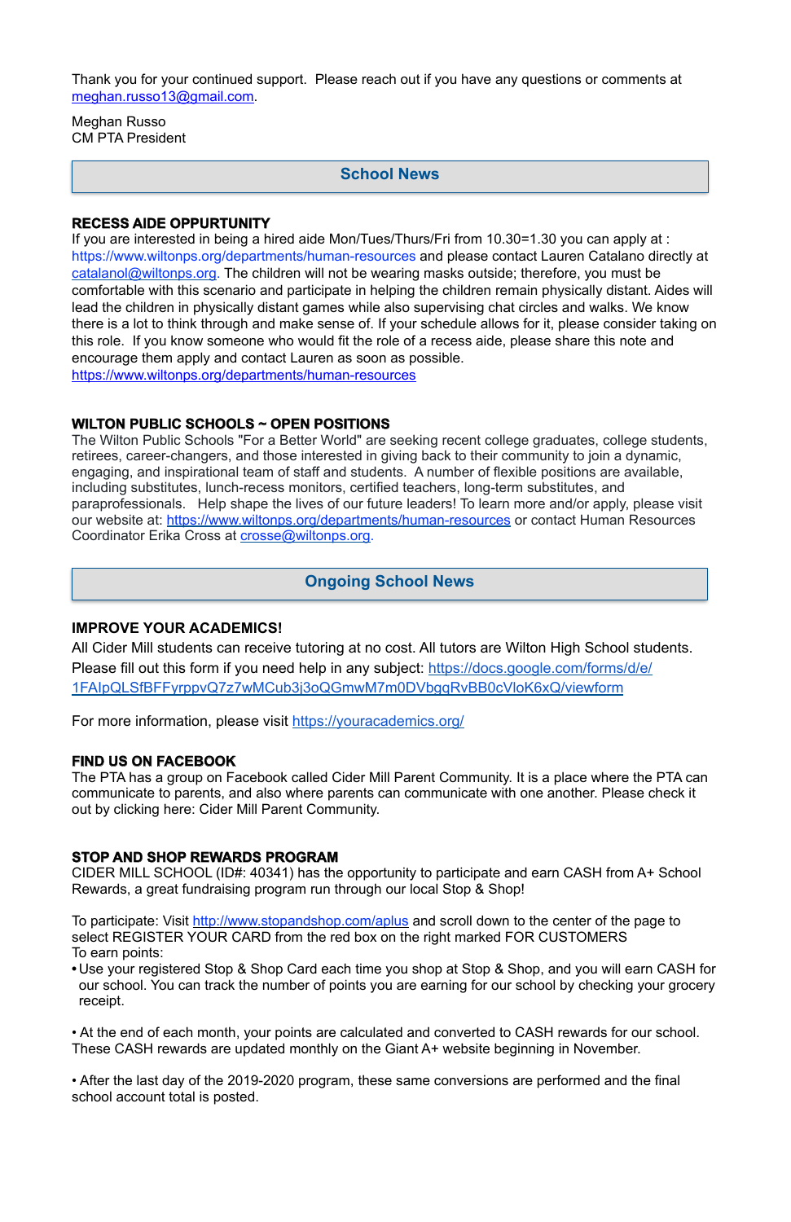Thank you for your continued support.  Please reach out if you have any questions or comments at meghan.russo13@gmail.com.

Meghan Russo
CM PTA President

## School News

**RECESS AIDE OPPURTUNITY**
If you are interested in being a hired aide Mon/Tues/Thurs/Fri from 10.30=1.30 you can apply at : https://www.wiltonps.org/departments/human-resources and please contact Lauren Catalano directly at catalanol@wiltonps.org. The children will not be wearing masks outside; therefore, you must be comfortable with this scenario and participate in helping the children remain physically distant. Aides will lead the children in physically distant games while also supervising chat circles and walks. We know there is a lot to think through and make sense of. If your schedule allows for it, please consider taking on this role.  If you know someone who would fit the role of a recess aide, please share this note and encourage them apply and contact Lauren as soon as possible.
https://www.wiltonps.org/departments/human-resources

**WILTON PUBLIC SCHOOLS ~ OPEN POSITIONS**
The Wilton Public Schools "For a Better World" are seeking recent college graduates, college students, retirees, career-changers, and those interested in giving back to their community to join a dynamic, engaging, and inspirational team of staff and students.  A number of flexible positions are available, including substitutes, lunch-recess monitors, certified teachers, long-term substitutes, and paraprofessionals.   Help shape the lives of our future leaders! To learn more and/or apply, please visit our website at: https://www.wiltonps.org/departments/human-resources or contact Human Resources Coordinator Erika Cross at crosse@wiltonps.org.

## Ongoing School News

**IMPROVE YOUR ACADEMICS!**
All Cider Mill students can receive tutoring at no cost. All tutors are Wilton High School students. Please fill out this form if you need help in any subject: https://docs.google.com/forms/d/e/1FAIpQLSfBFFyrppvQ7z7wMCub3j3oQGmwM7m0DVbgqRvBB0cVloK6xQ/viewform

For more information, please visit https://youracademics.org/

**FIND US ON FACEBOOK**
The PTA has a group on Facebook called Cider Mill Parent Community. It is a place where the PTA can communicate to parents, and also where parents can communicate with one another. Please check it out by clicking here: Cider Mill Parent Community.

**STOP AND SHOP REWARDS PROGRAM**
CIDER MILL SCHOOL (ID#: 40341) has the opportunity to participate and earn CASH from A+ School Rewards, a great fundraising program run through our local Stop & Shop!

To participate: Visit http://www.stopandshop.com/aplus and scroll down to the center of the page to select REGISTER YOUR CARD from the red box on the right marked FOR CUSTOMERS
To earn points:

- Use your registered Stop & Shop Card each time you shop at Stop & Shop, and you will earn CASH for our school. You can track the number of points you are earning for our school by checking your grocery receipt.

- At the end of each month, your points are calculated and converted to CASH rewards for our school. These CASH rewards are updated monthly on the Giant A+ website beginning in November.

- After the last day of the 2019-2020 program, these same conversions are performed and the final school account total is posted.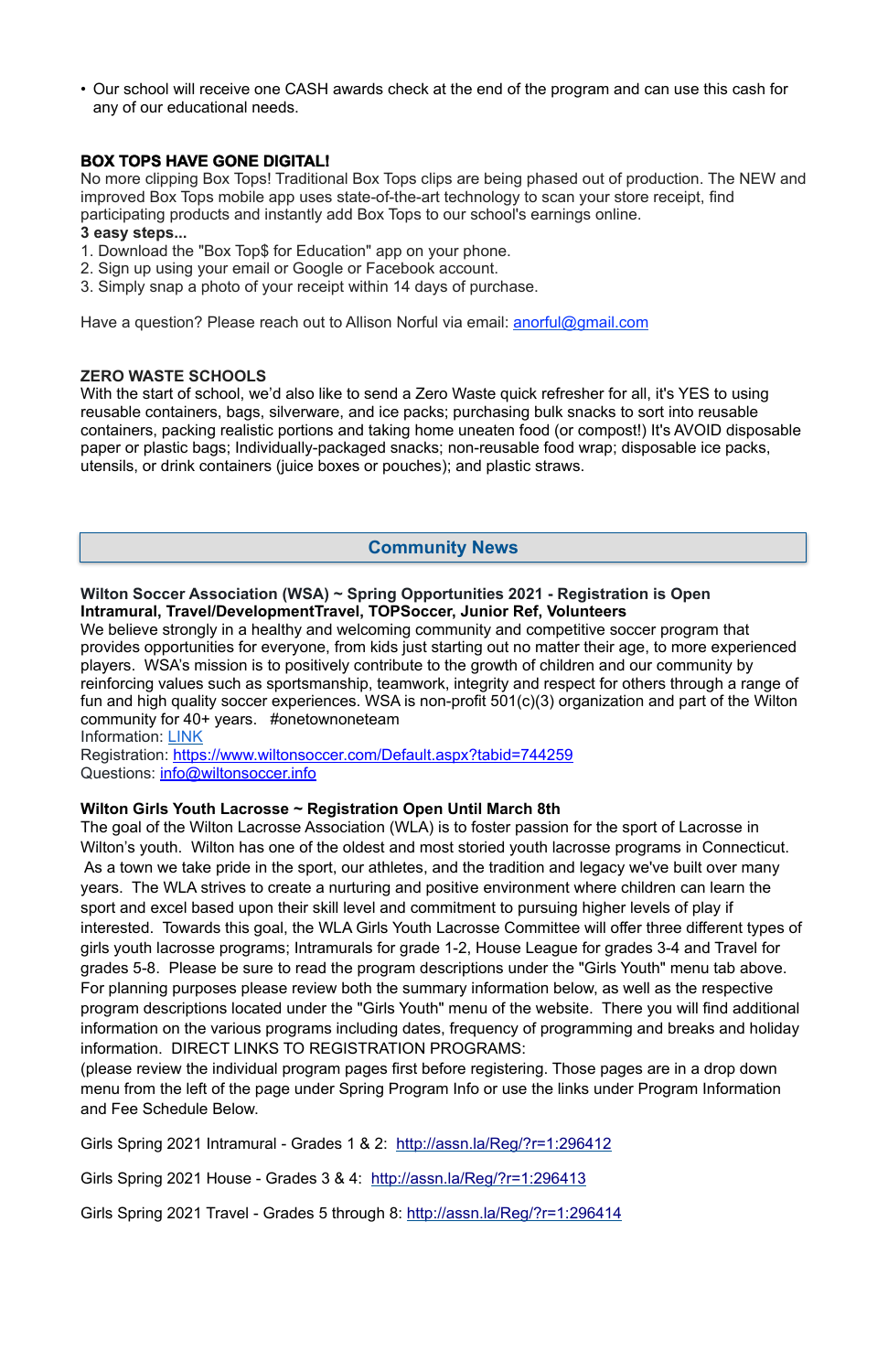- Our school will receive one CASH awards check at the end of the program and can use this cash for any of our educational needs.

**BOX TOPS HAVE GONE DIGITAL!**

No more clipping Box Tops! Traditional Box Tops clips are being phased out of production. The NEW and improved Box Tops mobile app uses state-of-the-art technology to scan your store receipt, find participating products and instantly add Box Tops to our school's earnings online.

**3 easy steps...**

1. Download the "Box Top$ for Education" app on your phone.
2. Sign up using your email or Google or Facebook account.
3. Simply snap a photo of your receipt within 14 days of purchase.

Have a question? Please reach out to Allison Norful via email: anorful@gmail.com

**ZERO WASTE SCHOOLS**

With the start of school, we'd also like to send a Zero Waste quick refresher for all, it's YES to using reusable containers, bags, silverware, and ice packs; purchasing bulk snacks to sort into reusable containers, packing realistic portions and taking home uneaten food (or compost!) It's AVOID disposable paper or plastic bags; Individually-packaged snacks; non-reusable food wrap; disposable ice packs, utensils, or drink containers (juice boxes or pouches); and plastic straws.

## Community News

**Wilton Soccer Association (WSA) ~ Spring Opportunities 2021 - Registration is Open**
**Intramural, Travel/DevelopmentTravel, TOPSoccer, Junior Ref, Volunteers**

We believe strongly in a healthy and welcoming community and competitive soccer program that provides opportunities for everyone, from kids just starting out no matter their age, to more experienced players. WSA's mission is to positively contribute to the growth of children and our community by reinforcing values such as sportsmanship, teamwork, integrity and respect for others through a range of fun and high quality soccer experiences. WSA is non-profit 501(c)(3) organization and part of the Wilton community for 40+ years. #onetownoneteam

Information: LINK
Registration: https://www.wiltonsoccer.com/Default.aspx?tabid=744259
Questions: info@wiltonsoccer.info

**Wilton Girls Youth Lacrosse ~ Registration Open Until March 8th**

The goal of the Wilton Lacrosse Association (WLA) is to foster passion for the sport of Lacrosse in Wilton's youth. Wilton has one of the oldest and most storied youth lacrosse programs in Connecticut. As a town we take pride in the sport, our athletes, and the tradition and legacy we've built over many years. The WLA strives to create a nurturing and positive environment where children can learn the sport and excel based upon their skill level and commitment to pursuing higher levels of play if interested. Towards this goal, the WLA Girls Youth Lacrosse Committee will offer three different types of girls youth lacrosse programs; Intramurals for grade 1-2, House League for grades 3-4 and Travel for grades 5-8. Please be sure to read the program descriptions under the "Girls Youth" menu tab above. For planning purposes please review both the summary information below, as well as the respective program descriptions located under the "Girls Youth" menu of the website. There you will find additional information on the various programs including dates, frequency of programming and breaks and holiday information. DIRECT LINKS TO REGISTRATION PROGRAMS:
(please review the individual program pages first before registering. Those pages are in a drop down menu from the left of the page under Spring Program Info or use the links under Program Information and Fee Schedule Below.

Girls Spring 2021 Intramural - Grades 1 & 2: http://assn.la/Reg/?r=1:296412

Girls Spring 2021 House - Grades 3 & 4: http://assn.la/Reg/?r=1:296413

Girls Spring 2021 Travel - Grades 5 through 8: http://assn.la/Reg/?r=1:296414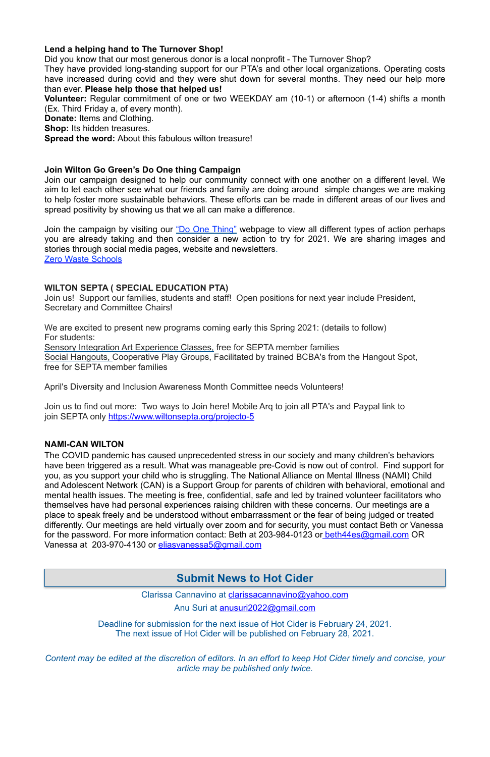**Lend a helping hand to The Turnover Shop!**

Did you know that our most generous donor is a local nonprofit - The Turnover Shop?
They have provided long-standing support for our PTA's and other local organizations. Operating costs have increased during covid and they were shut down for several months. They need our help more than ever. **Please help those that helped us!**

**Volunteer:** Regular commitment of one or two WEEKDAY am (10-1) or afternoon (1-4) shifts a month (Ex. Third Friday a, of every month).

**Donate:** Items and Clothing.

**Shop:** Its hidden treasures.

**Spread the word:** About this fabulous wilton treasure!

**Join Wilton Go Green's Do One thing Campaign**

Join our campaign designed to help our community connect with one another on a different level. We aim to let each other see what our friends and family are doing around simple changes we are making to help foster more sustainable behaviors. These efforts can be made in different areas of our lives and spread positivity by showing us that we all can make a difference.

Join the campaign by visiting our "Do One Thing" webpage to view all different types of action perhaps you are already taking and then consider a new action to try for 2021. We are sharing images and stories through social media pages, website and newsletters.

Zero Waste Schools

**WILTON SEPTA ( SPECIAL EDUCATION PTA)**

Join us! Support our families, students and staff! Open positions for next year include President, Secretary and Committee Chairs!

We are excited to present new programs coming early this Spring 2021: (details to follow)
For students:
Sensory Integration Art Experience Classes, free for SEPTA member families
Social Hangouts, Cooperative Play Groups, Facilitated by trained BCBA's from the Hangout Spot, free for SEPTA member families

April's Diversity and Inclusion Awareness Month Committee needs Volunteers!

Join us to find out more: Two ways to Join here! Mobile Arq to join all PTA's and Paypal link to join SEPTA only https://www.wiltonsepta.org/projecto-5

**NAMI-CAN WILTON**

The COVID pandemic has caused unprecedented stress in our society and many children's behaviors have been triggered as a result. What was manageable pre-Covid is now out of control. Find support for you, as you support your child who is struggling. The National Alliance on Mental Illness (NAMI) Child and Adolescent Network (CAN) is a Support Group for parents of children with behavioral, emotional and mental health issues. The meeting is free, confidential, safe and led by trained volunteer facilitators who themselves have had personal experiences raising children with these concerns. Our meetings are a place to speak freely and be understood without embarrassment or the fear of being judged or treated differently. Our meetings are held virtually over zoom and for security, you must contact Beth or Vanessa for the password. For more information contact: Beth at 203-984-0123 or beth44es@gmail.com OR Vanessa at 203-970-4130 or eliasvanessa5@gmail.com

## Submit News to Hot Cider

Clarissa Cannavino at clarissacannavino@yahoo.com

Anu Suri at anusuri2022@gmail.com

Deadline for submission for the next issue of Hot Cider is February 24, 2021.
The next issue of Hot Cider will be published on February 28, 2021.

*Content may be edited at the discretion of editors. In an effort to keep Hot Cider timely and concise, your article may be published only twice.*